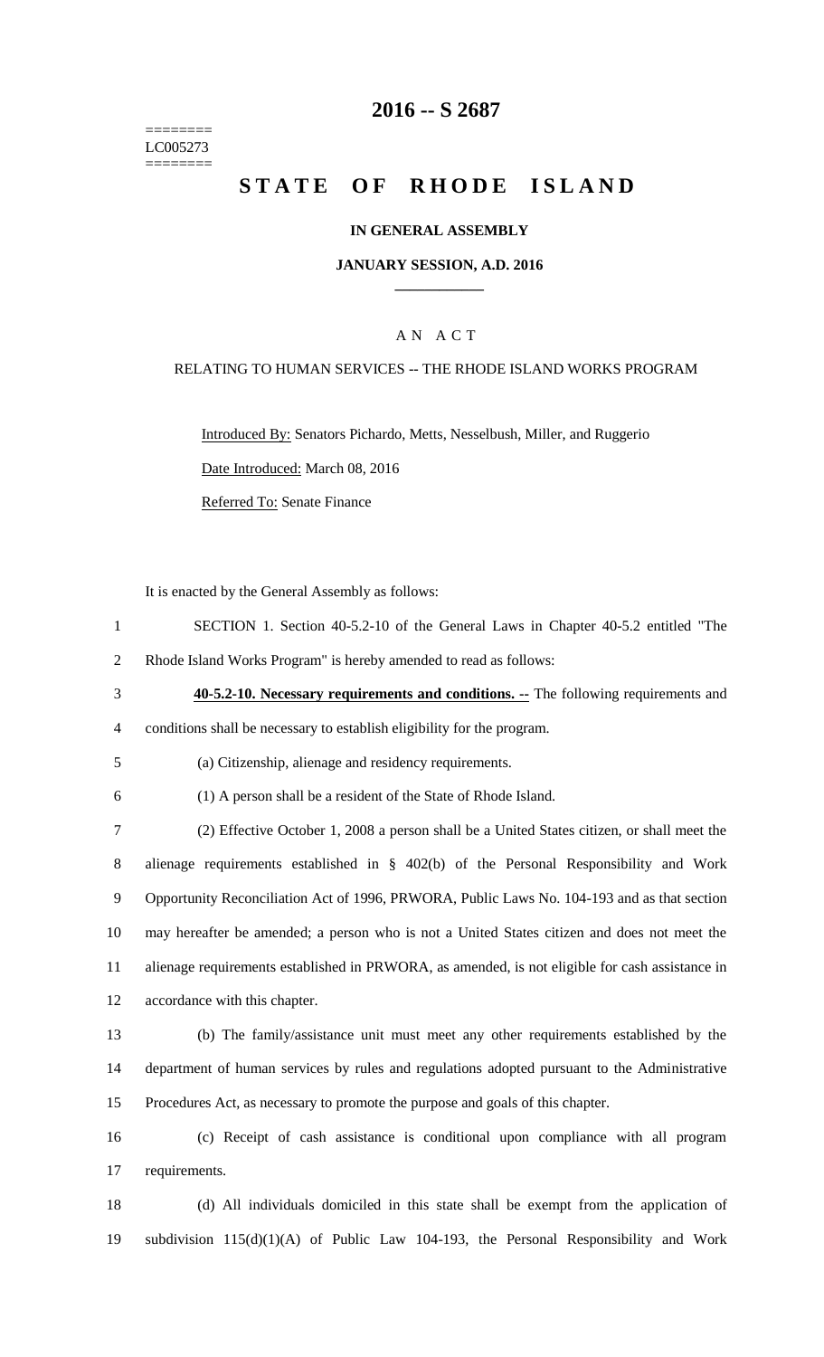========
LC005273
========

# 2016 -- S 2687

# STATE OF RHODE ISLAND

**IN GENERAL ASSEMBLY**

**JANUARY SESSION, A.D. 2016**

A N A C T

RELATING TO HUMAN SERVICES -- THE RHODE ISLAND WORKS PROGRAM

Introduced By: Senators Pichardo, Metts, Nesselbush, Miller, and Ruggerio

Date Introduced: March 08, 2016

Referred To: Senate Finance

It is enacted by the General Assembly as follows:

1 SECTION 1. Section 40-5.2-10 of the General Laws in Chapter 40-5.2 entitled "The
2 Rhode Island Works Program" is hereby amended to read as follows:

3 **40-5.2-10. Necessary requirements and conditions. --** The following requirements and
4 conditions shall be necessary to establish eligibility for the program.

5 (a) Citizenship, alienage and residency requirements.

6 (1) A person shall be a resident of the State of Rhode Island.

7 (2) Effective October 1, 2008 a person shall be a United States citizen, or shall meet the
8 alienage requirements established in § 402(b) of the Personal Responsibility and Work
9 Opportunity Reconciliation Act of 1996, PRWORA, Public Laws No. 104-193 and as that section
10 may hereafter be amended; a person who is not a United States citizen and does not meet the
11 alienage requirements established in PRWORA, as amended, is not eligible for cash assistance in
12 accordance with this chapter.

13 (b) The family/assistance unit must meet any other requirements established by the
14 department of human services by rules and regulations adopted pursuant to the Administrative
15 Procedures Act, as necessary to promote the purpose and goals of this chapter.

16 (c) Receipt of cash assistance is conditional upon compliance with all program
17 requirements.

18 (d) All individuals domiciled in this state shall be exempt from the application of
19 subdivision 115(d)(1)(A) of Public Law 104-193, the Personal Responsibility and Work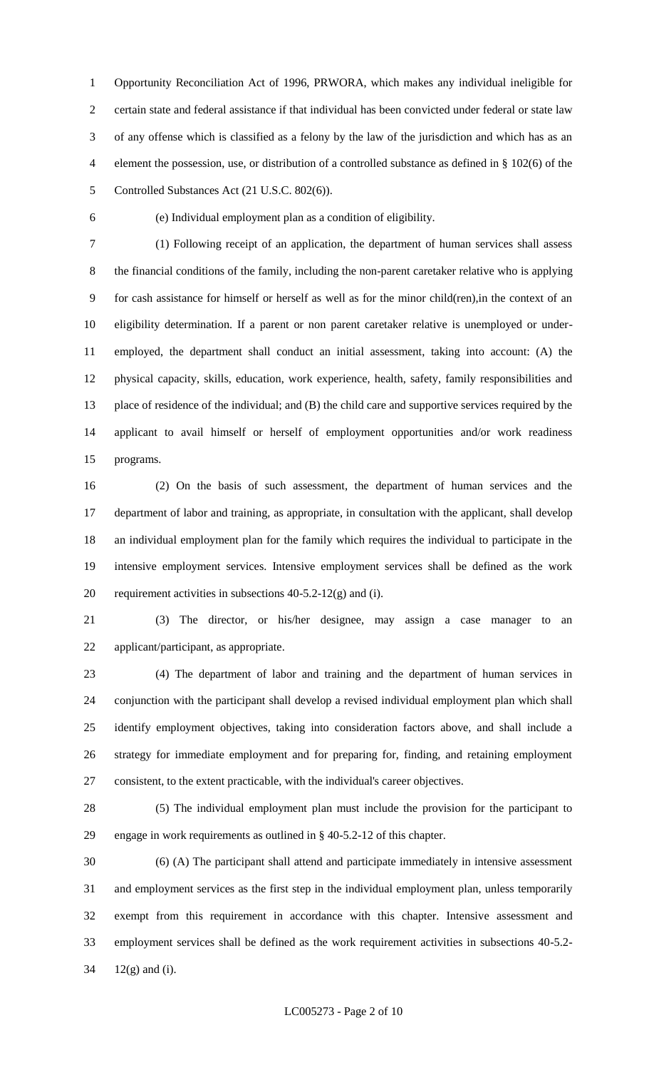Opportunity Reconciliation Act of 1996, PRWORA, which makes any individual ineligible for certain state and federal assistance if that individual has been convicted under federal or state law of any offense which is classified as a felony by the law of the jurisdiction and which has as an element the possession, use, or distribution of a controlled substance as defined in § 102(6) of the Controlled Substances Act (21 U.S.C. 802(6)).

(e) Individual employment plan as a condition of eligibility.

(1) Following receipt of an application, the department of human services shall assess the financial conditions of the family, including the non-parent caretaker relative who is applying for cash assistance for himself or herself as well as for the minor child(ren),in the context of an eligibility determination. If a parent or non parent caretaker relative is unemployed or under-employed, the department shall conduct an initial assessment, taking into account: (A) the physical capacity, skills, education, work experience, health, safety, family responsibilities and place of residence of the individual; and (B) the child care and supportive services required by the applicant to avail himself or herself of employment opportunities and/or work readiness programs.

(2) On the basis of such assessment, the department of human services and the department of labor and training, as appropriate, in consultation with the applicant, shall develop an individual employment plan for the family which requires the individual to participate in the intensive employment services. Intensive employment services shall be defined as the work requirement activities in subsections 40-5.2-12(g) and (i).

(3) The director, or his/her designee, may assign a case manager to an applicant/participant, as appropriate.

(4) The department of labor and training and the department of human services in conjunction with the participant shall develop a revised individual employment plan which shall identify employment objectives, taking into consideration factors above, and shall include a strategy for immediate employment and for preparing for, finding, and retaining employment consistent, to the extent practicable, with the individual's career objectives.

(5) The individual employment plan must include the provision for the participant to engage in work requirements as outlined in § 40-5.2-12 of this chapter.

(6) (A) The participant shall attend and participate immediately in intensive assessment and employment services as the first step in the individual employment plan, unless temporarily exempt from this requirement in accordance with this chapter. Intensive assessment and employment services shall be defined as the work requirement activities in subsections 40-5.2-12(g) and (i).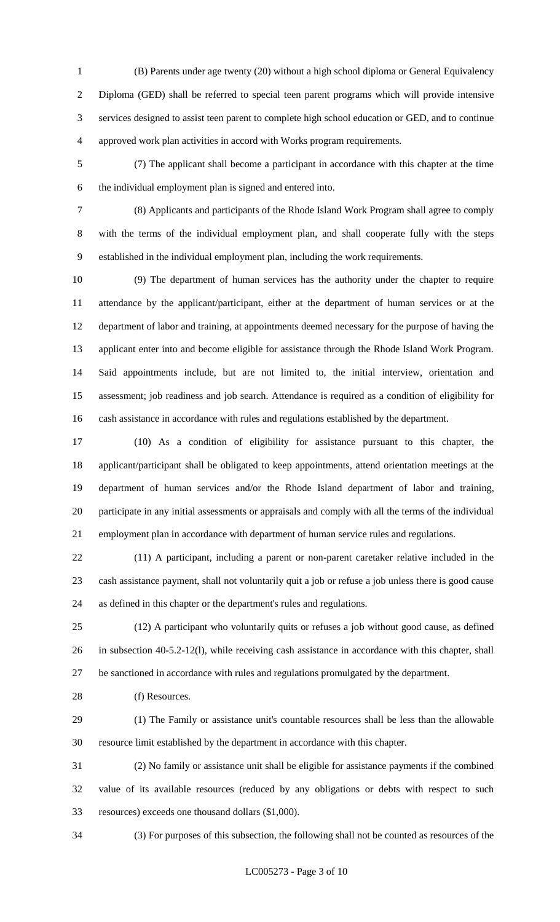(B) Parents under age twenty (20) without a high school diploma or General Equivalency Diploma (GED) shall be referred to special teen parent programs which will provide intensive services designed to assist teen parent to complete high school education or GED, and to continue approved work plan activities in accord with Works program requirements.

(7) The applicant shall become a participant in accordance with this chapter at the time the individual employment plan is signed and entered into.

(8) Applicants and participants of the Rhode Island Work Program shall agree to comply with the terms of the individual employment plan, and shall cooperate fully with the steps established in the individual employment plan, including the work requirements.

(9) The department of human services has the authority under the chapter to require attendance by the applicant/participant, either at the department of human services or at the department of labor and training, at appointments deemed necessary for the purpose of having the applicant enter into and become eligible for assistance through the Rhode Island Work Program. Said appointments include, but are not limited to, the initial interview, orientation and assessment; job readiness and job search. Attendance is required as a condition of eligibility for cash assistance in accordance with rules and regulations established by the department.

(10) As a condition of eligibility for assistance pursuant to this chapter, the applicant/participant shall be obligated to keep appointments, attend orientation meetings at the department of human services and/or the Rhode Island department of labor and training, participate in any initial assessments or appraisals and comply with all the terms of the individual employment plan in accordance with department of human service rules and regulations.

(11) A participant, including a parent or non-parent caretaker relative included in the cash assistance payment, shall not voluntarily quit a job or refuse a job unless there is good cause as defined in this chapter or the department's rules and regulations.

(12) A participant who voluntarily quits or refuses a job without good cause, as defined in subsection 40-5.2-12(l), while receiving cash assistance in accordance with this chapter, shall be sanctioned in accordance with rules and regulations promulgated by the department.

(f) Resources.

(1) The Family or assistance unit's countable resources shall be less than the allowable resource limit established by the department in accordance with this chapter.

(2) No family or assistance unit shall be eligible for assistance payments if the combined value of its available resources (reduced by any obligations or debts with respect to such resources) exceeds one thousand dollars ($1,000).

(3) For purposes of this subsection, the following shall not be counted as resources of the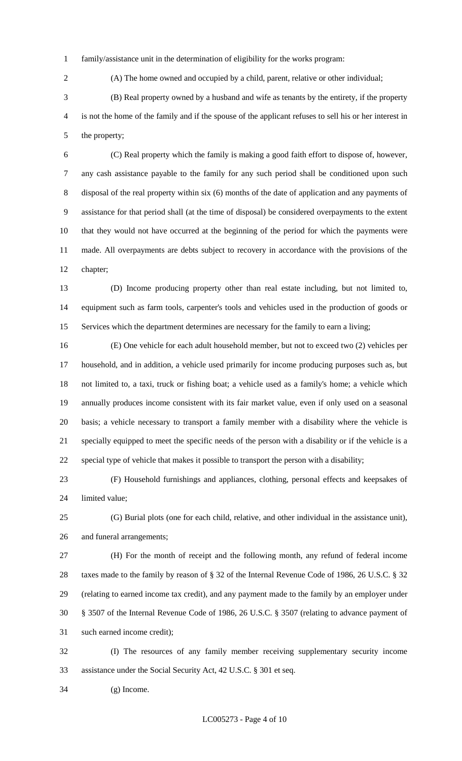family/assistance unit in the determination of eligibility for the works program:

(A) The home owned and occupied by a child, parent, relative or other individual;

(B) Real property owned by a husband and wife as tenants by the entirety, if the property is not the home of the family and if the spouse of the applicant refuses to sell his or her interest in the property;

(C) Real property which the family is making a good faith effort to dispose of, however, any cash assistance payable to the family for any such period shall be conditioned upon such disposal of the real property within six (6) months of the date of application and any payments of assistance for that period shall (at the time of disposal) be considered overpayments to the extent that they would not have occurred at the beginning of the period for which the payments were made. All overpayments are debts subject to recovery in accordance with the provisions of the chapter;

(D) Income producing property other than real estate including, but not limited to, equipment such as farm tools, carpenter's tools and vehicles used in the production of goods or Services which the department determines are necessary for the family to earn a living;

(E) One vehicle for each adult household member, but not to exceed two (2) vehicles per household, and in addition, a vehicle used primarily for income producing purposes such as, but not limited to, a taxi, truck or fishing boat; a vehicle used as a family's home; a vehicle which annually produces income consistent with its fair market value, even if only used on a seasonal basis; a vehicle necessary to transport a family member with a disability where the vehicle is specially equipped to meet the specific needs of the person with a disability or if the vehicle is a special type of vehicle that makes it possible to transport the person with a disability;

(F) Household furnishings and appliances, clothing, personal effects and keepsakes of limited value;

(G) Burial plots (one for each child, relative, and other individual in the assistance unit), and funeral arrangements;

(H) For the month of receipt and the following month, any refund of federal income taxes made to the family by reason of § 32 of the Internal Revenue Code of 1986, 26 U.S.C. § 32 (relating to earned income tax credit), and any payment made to the family by an employer under § 3507 of the Internal Revenue Code of 1986, 26 U.S.C. § 3507 (relating to advance payment of such earned income credit);

(I) The resources of any family member receiving supplementary security income assistance under the Social Security Act, 42 U.S.C. § 301 et seq.

(g) Income.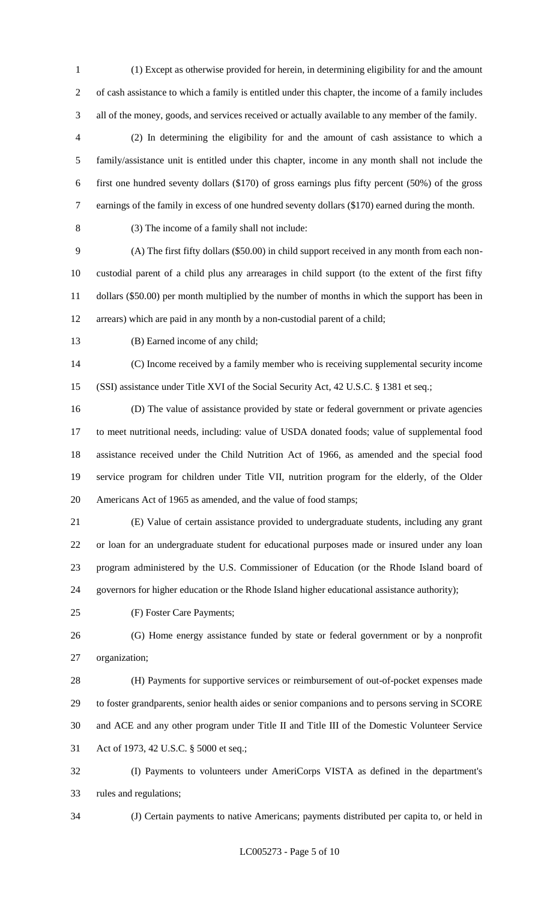(1) Except as otherwise provided for herein, in determining eligibility for and the amount of cash assistance to which a family is entitled under this chapter, the income of a family includes all of the money, goods, and services received or actually available to any member of the family.

(2) In determining the eligibility for and the amount of cash assistance to which a family/assistance unit is entitled under this chapter, income in any month shall not include the first one hundred seventy dollars ($170) of gross earnings plus fifty percent (50%) of the gross earnings of the family in excess of one hundred seventy dollars ($170) earned during the month.

(3) The income of a family shall not include:

(A) The first fifty dollars ($50.00) in child support received in any month from each non-custodial parent of a child plus any arrearages in child support (to the extent of the first fifty dollars ($50.00) per month multiplied by the number of months in which the support has been in arrears) which are paid in any month by a non-custodial parent of a child;

(B) Earned income of any child;

(C) Income received by a family member who is receiving supplemental security income (SSI) assistance under Title XVI of the Social Security Act, 42 U.S.C. § 1381 et seq.;

(D) The value of assistance provided by state or federal government or private agencies to meet nutritional needs, including: value of USDA donated foods; value of supplemental food assistance received under the Child Nutrition Act of 1966, as amended and the special food service program for children under Title VII, nutrition program for the elderly, of the Older Americans Act of 1965 as amended, and the value of food stamps;

(E) Value of certain assistance provided to undergraduate students, including any grant or loan for an undergraduate student for educational purposes made or insured under any loan program administered by the U.S. Commissioner of Education (or the Rhode Island board of governors for higher education or the Rhode Island higher educational assistance authority);

(F) Foster Care Payments;

(G) Home energy assistance funded by state or federal government or by a nonprofit organization;

(H) Payments for supportive services or reimbursement of out-of-pocket expenses made to foster grandparents, senior health aides or senior companions and to persons serving in SCORE and ACE and any other program under Title II and Title III of the Domestic Volunteer Service Act of 1973, 42 U.S.C. § 5000 et seq.;

(I) Payments to volunteers under AmeriCorps VISTA as defined in the department's rules and regulations;

(J) Certain payments to native Americans; payments distributed per capita to, or held in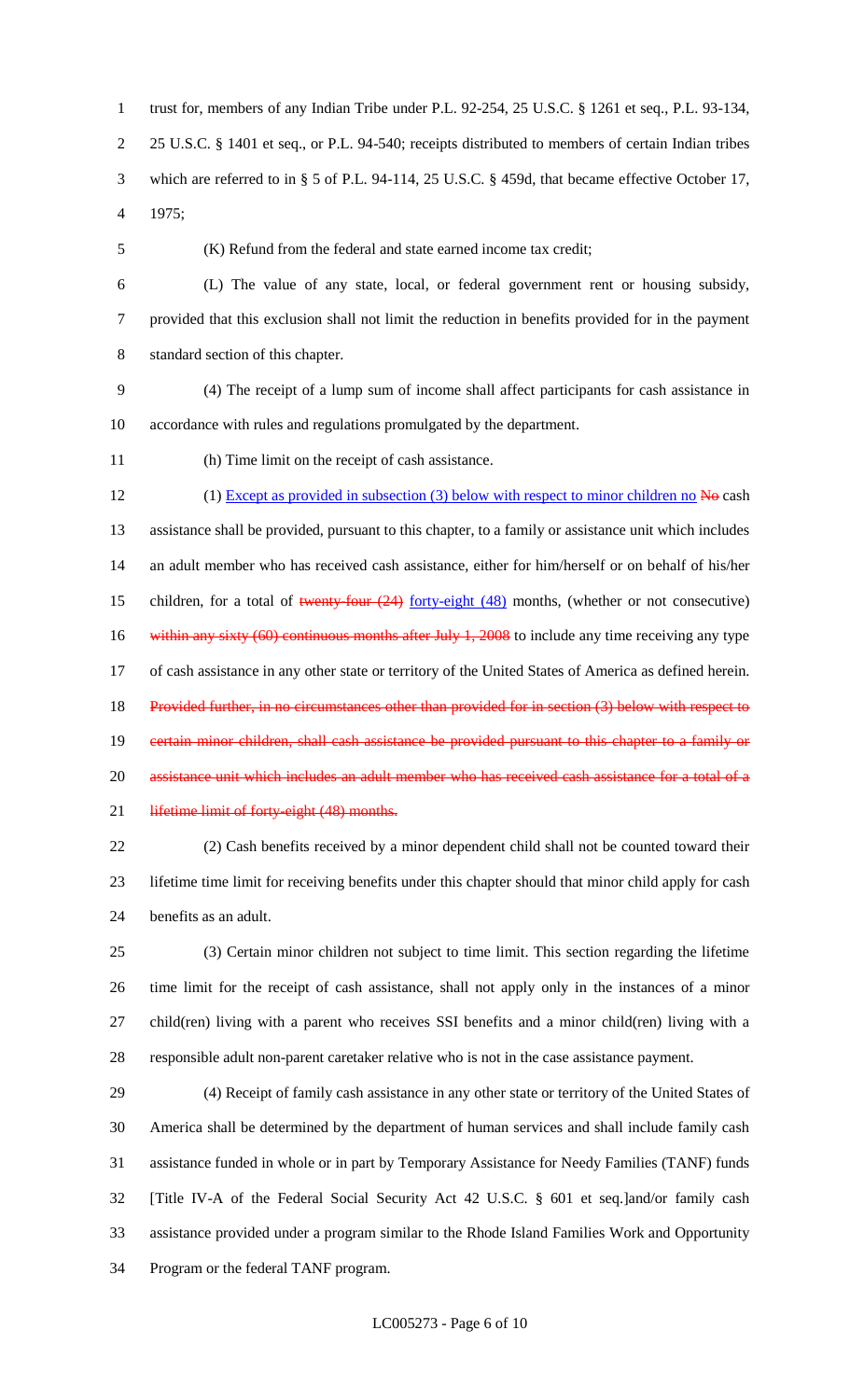trust for, members of any Indian Tribe under P.L. 92-254, 25 U.S.C. § 1261 et seq., P.L. 93-134, 25 U.S.C. § 1401 et seq., or P.L. 94-540; receipts distributed to members of certain Indian tribes which are referred to in § 5 of P.L. 94-114, 25 U.S.C. § 459d, that became effective October 17, 1975;

(K) Refund from the federal and state earned income tax credit;

(L) The value of any state, local, or federal government rent or housing subsidy, provided that this exclusion shall not limit the reduction in benefits provided for in the payment standard section of this chapter.

(4) The receipt of a lump sum of income shall affect participants for cash assistance in accordance with rules and regulations promulgated by the department.

(h) Time limit on the receipt of cash assistance.

(1) Except as provided in subsection (3) below with respect to minor children no ~~No~~ cash assistance shall be provided, pursuant to this chapter, to a family or assistance unit which includes an adult member who has received cash assistance, either for him/herself or on behalf of his/her children, for a total of ~~twenty-four (24)~~ forty-eight (48) months, (whether or not consecutive) ~~within any sixty (60) continuous months after July 1, 2008~~ to include any time receiving any type of cash assistance in any other state or territory of the United States of America as defined herein. ~~Provided further, in no circumstances other than provided for in section (3) below with respect to certain minor children, shall cash assistance be provided pursuant to this chapter to a family or assistance unit which includes an adult member who has received cash assistance for a total of a lifetime limit of forty-eight (48) months.~~

(2) Cash benefits received by a minor dependent child shall not be counted toward their lifetime time limit for receiving benefits under this chapter should that minor child apply for cash benefits as an adult.

(3) Certain minor children not subject to time limit. This section regarding the lifetime time limit for the receipt of cash assistance, shall not apply only in the instances of a minor child(ren) living with a parent who receives SSI benefits and a minor child(ren) living with a responsible adult non-parent caretaker relative who is not in the case assistance payment.

(4) Receipt of family cash assistance in any other state or territory of the United States of America shall be determined by the department of human services and shall include family cash assistance funded in whole or in part by Temporary Assistance for Needy Families (TANF) funds [Title IV-A of the Federal Social Security Act 42 U.S.C. § 601 et seq.]and/or family cash assistance provided under a program similar to the Rhode Island Families Work and Opportunity Program or the federal TANF program.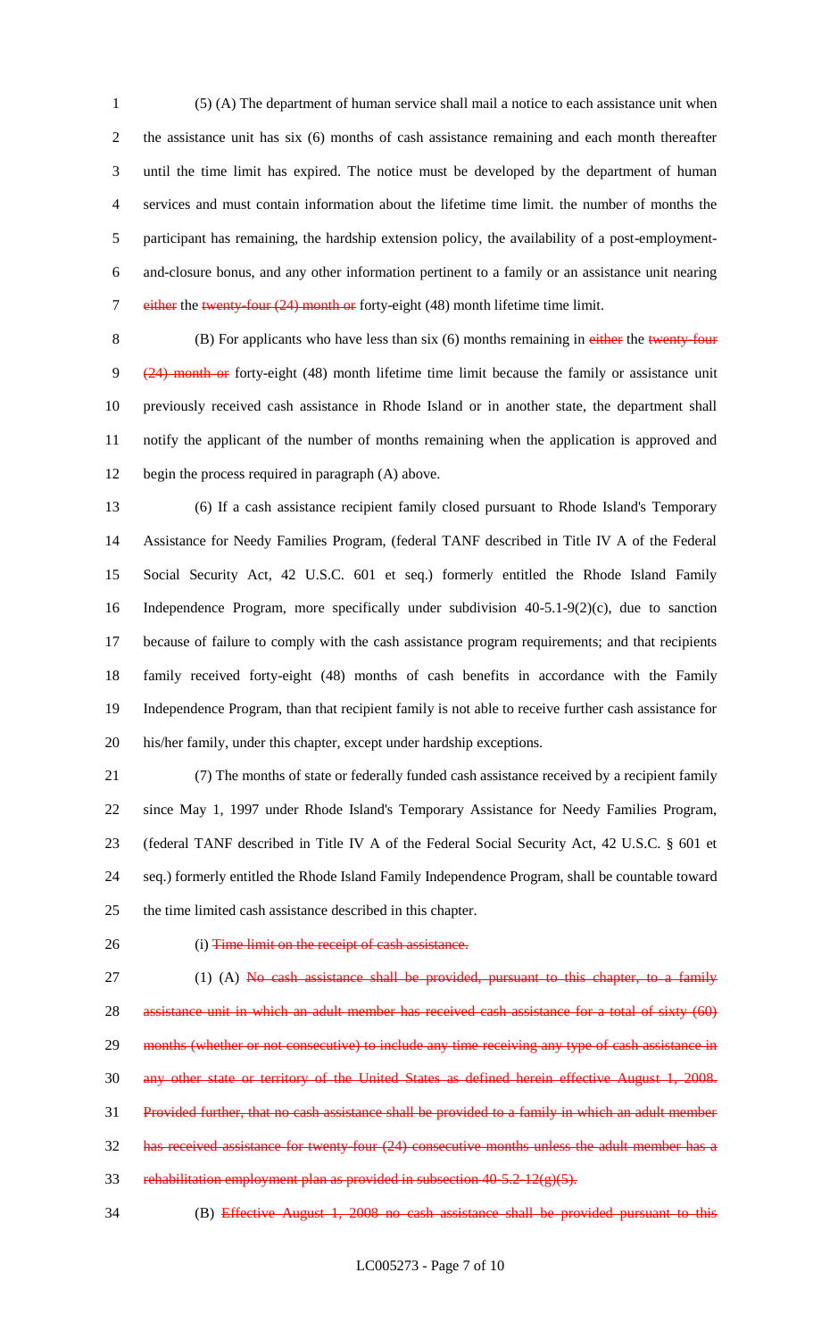(5) (A) The department of human service shall mail a notice to each assistance unit when the assistance unit has six (6) months of cash assistance remaining and each month thereafter until the time limit has expired. The notice must be developed by the department of human services and must contain information about the lifetime time limit. the number of months the participant has remaining, the hardship extension policy, the availability of a post-employment-and-closure bonus, and any other information pertinent to a family or an assistance unit nearing ~~either~~ the ~~twenty-four (24) month or~~ forty-eight (48) month lifetime time limit.

(B) For applicants who have less than six (6) months remaining in ~~either~~ the ~~twenty-four (24) month or~~ forty-eight (48) month lifetime time limit because the family or assistance unit previously received cash assistance in Rhode Island or in another state, the department shall notify the applicant of the number of months remaining when the application is approved and begin the process required in paragraph (A) above.

(6) If a cash assistance recipient family closed pursuant to Rhode Island's Temporary Assistance for Needy Families Program, (federal TANF described in Title IV A of the Federal Social Security Act, 42 U.S.C. 601 et seq.) formerly entitled the Rhode Island Family Independence Program, more specifically under subdivision 40-5.1-9(2)(c), due to sanction because of failure to comply with the cash assistance program requirements; and that recipients family received forty-eight (48) months of cash benefits in accordance with the Family Independence Program, than that recipient family is not able to receive further cash assistance for his/her family, under this chapter, except under hardship exceptions.

(7) The months of state or federally funded cash assistance received by a recipient family since May 1, 1997 under Rhode Island's Temporary Assistance for Needy Families Program, (federal TANF described in Title IV A of the Federal Social Security Act, 42 U.S.C. § 601 et seq.) formerly entitled the Rhode Island Family Independence Program, shall be countable toward the time limited cash assistance described in this chapter.

(i) ~~Time limit on the receipt of cash assistance.~~

(1) (A) ~~No cash assistance shall be provided, pursuant to this chapter, to a family assistance unit in which an adult member has received cash assistance for a total of sixty (60) months (whether or not consecutive) to include any time receiving any type of cash assistance in any other state or territory of the United States as defined herein effective August 1, 2008. Provided further, that no cash assistance shall be provided to a family in which an adult member has received assistance for twenty-four (24) consecutive months unless the adult member has a rehabilitation employment plan as provided in subsection 40-5.2-12(g)(5).~~

(B) ~~Effective August 1, 2008 no cash assistance shall be provided pursuant to this~~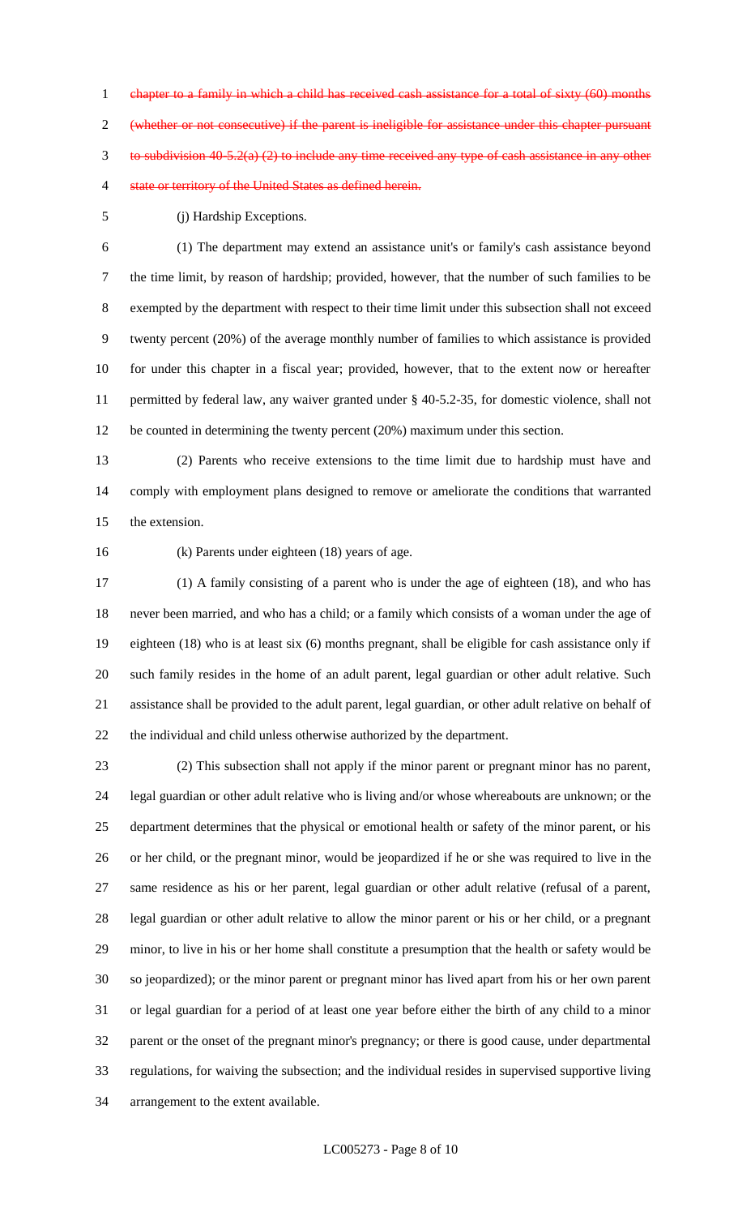~~chapter to a family in which a child has received cash assistance for a total of sixty (60) months (whether or not consecutive) if the parent is ineligible for assistance under this chapter pursuant to subdivision 40-5.2(a) (2) to include any time received any type of cash assistance in any other state or territory of the United States as defined herein.~~

(j) Hardship Exceptions.

(1) The department may extend an assistance unit's or family's cash assistance beyond the time limit, by reason of hardship; provided, however, that the number of such families to be exempted by the department with respect to their time limit under this subsection shall not exceed twenty percent (20%) of the average monthly number of families to which assistance is provided for under this chapter in a fiscal year; provided, however, that to the extent now or hereafter permitted by federal law, any waiver granted under § 40-5.2-35, for domestic violence, shall not be counted in determining the twenty percent (20%) maximum under this section.

(2) Parents who receive extensions to the time limit due to hardship must have and comply with employment plans designed to remove or ameliorate the conditions that warranted the extension.

(k) Parents under eighteen (18) years of age.

(1) A family consisting of a parent who is under the age of eighteen (18), and who has never been married, and who has a child; or a family which consists of a woman under the age of eighteen (18) who is at least six (6) months pregnant, shall be eligible for cash assistance only if such family resides in the home of an adult parent, legal guardian or other adult relative. Such assistance shall be provided to the adult parent, legal guardian, or other adult relative on behalf of the individual and child unless otherwise authorized by the department.

(2) This subsection shall not apply if the minor parent or pregnant minor has no parent, legal guardian or other adult relative who is living and/or whose whereabouts are unknown; or the department determines that the physical or emotional health or safety of the minor parent, or his or her child, or the pregnant minor, would be jeopardized if he or she was required to live in the same residence as his or her parent, legal guardian or other adult relative (refusal of a parent, legal guardian or other adult relative to allow the minor parent or his or her child, or a pregnant minor, to live in his or her home shall constitute a presumption that the health or safety would be so jeopardized); or the minor parent or pregnant minor has lived apart from his or her own parent or legal guardian for a period of at least one year before either the birth of any child to a minor parent or the onset of the pregnant minor's pregnancy; or there is good cause, under departmental regulations, for waiving the subsection; and the individual resides in supervised supportive living arrangement to the extent available.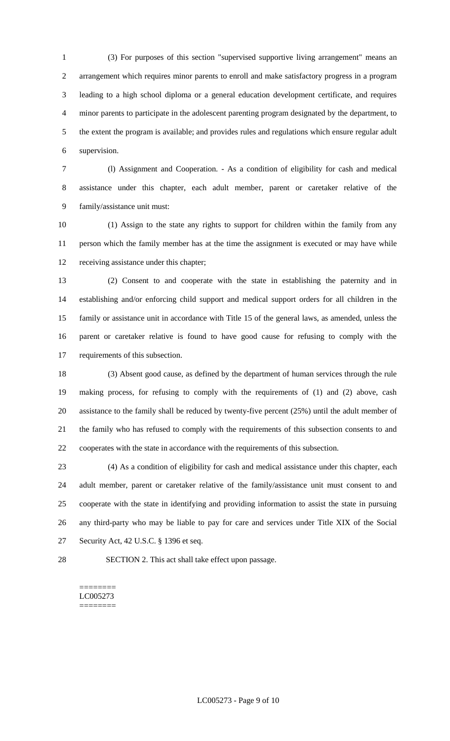(3) For purposes of this section "supervised supportive living arrangement" means an arrangement which requires minor parents to enroll and make satisfactory progress in a program leading to a high school diploma or a general education development certificate, and requires minor parents to participate in the adolescent parenting program designated by the department, to the extent the program is available; and provides rules and regulations which ensure regular adult supervision.

(l) Assignment and Cooperation. - As a condition of eligibility for cash and medical assistance under this chapter, each adult member, parent or caretaker relative of the family/assistance unit must:

(1) Assign to the state any rights to support for children within the family from any person which the family member has at the time the assignment is executed or may have while receiving assistance under this chapter;

(2) Consent to and cooperate with the state in establishing the paternity and in establishing and/or enforcing child support and medical support orders for all children in the family or assistance unit in accordance with Title 15 of the general laws, as amended, unless the parent or caretaker relative is found to have good cause for refusing to comply with the requirements of this subsection.

(3) Absent good cause, as defined by the department of human services through the rule making process, for refusing to comply with the requirements of (1) and (2) above, cash assistance to the family shall be reduced by twenty-five percent (25%) until the adult member of the family who has refused to comply with the requirements of this subsection consents to and cooperates with the state in accordance with the requirements of this subsection.

(4) As a condition of eligibility for cash and medical assistance under this chapter, each adult member, parent or caretaker relative of the family/assistance unit must consent to and cooperate with the state in identifying and providing information to assist the state in pursuing any third-party who may be liable to pay for care and services under Title XIX of the Social Security Act, 42 U.S.C. § 1396 et seq.

SECTION 2. This act shall take effect upon passage.

========
LC005273
========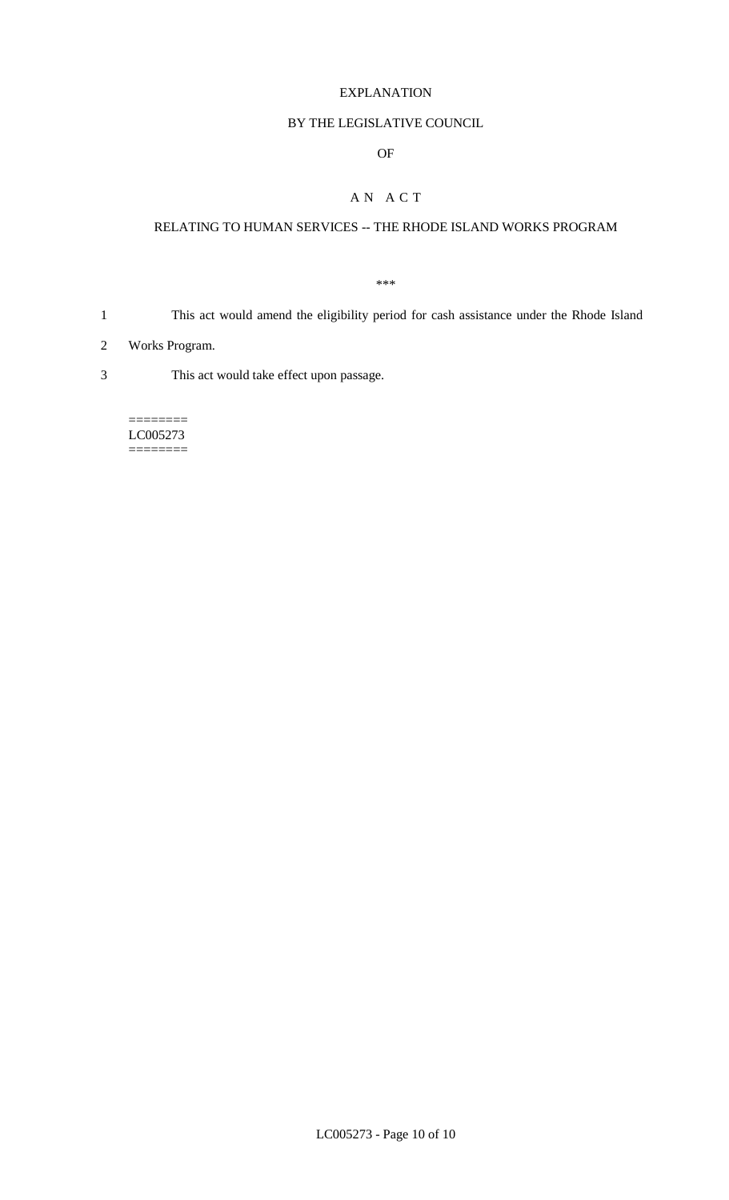EXPLANATION

BY THE LEGISLATIVE COUNCIL

OF

A N A C T

RELATING TO HUMAN SERVICES -- THE RHODE ISLAND WORKS PROGRAM

\*\*\*

1 This act would amend the eligibility period for cash assistance under the Rhode Island

2 Works Program.

3 This act would take effect upon passage.

========
LC005273
========